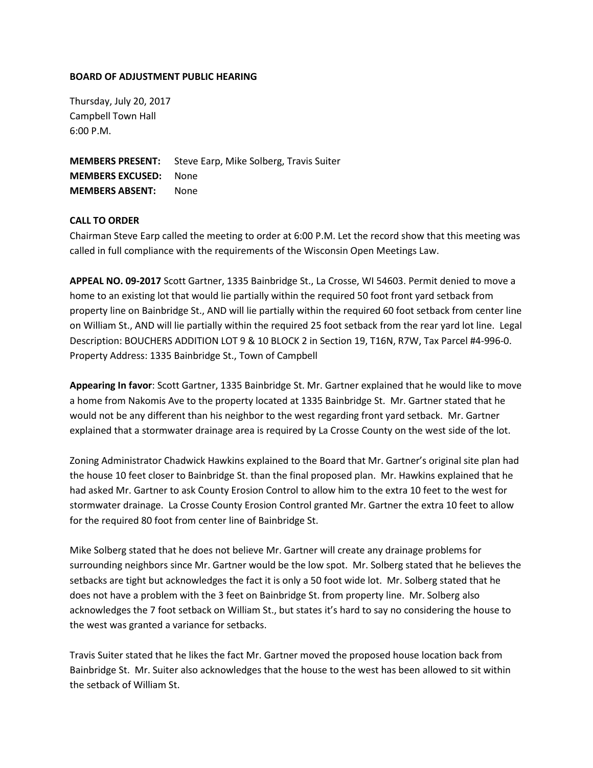**BOARD OF ADJUSTMENT PUBLIC HEARING**

Thursday, July 20, 2017
Campbell Town Hall
6:00 P.M.

**MEMBERS PRESENT:** Steve Earp, Mike Solberg, Travis Suiter
**MEMBERS EXCUSED:** None
**MEMBERS ABSENT:** None

**CALL TO ORDER**

Chairman Steve Earp called the meeting to order at 6:00 P.M. Let the record show that this meeting was called in full compliance with the requirements of the Wisconsin Open Meetings Law.

**APPEAL NO. 09-2017** Scott Gartner, 1335 Bainbridge St., La Crosse, WI 54603. Permit denied to move a home to an existing lot that would lie partially within the required 50 foot front yard setback from property line on Bainbridge St., AND will lie partially within the required 60 foot setback from center line on William St., AND will lie partially within the required 25 foot setback from the rear yard lot line. Legal Description: BOUCHERS ADDITION LOT 9 & 10 BLOCK 2 in Section 19, T16N, R7W, Tax Parcel #4-996-0. Property Address: 1335 Bainbridge St., Town of Campbell

**Appearing In favor**: Scott Gartner, 1335 Bainbridge St. Mr. Gartner explained that he would like to move a home from Nakomis Ave to the property located at 1335 Bainbridge St. Mr. Gartner stated that he would not be any different than his neighbor to the west regarding front yard setback. Mr. Gartner explained that a stormwater drainage area is required by La Crosse County on the west side of the lot.

Zoning Administrator Chadwick Hawkins explained to the Board that Mr. Gartner's original site plan had the house 10 feet closer to Bainbridge St. than the final proposed plan. Mr. Hawkins explained that he had asked Mr. Gartner to ask County Erosion Control to allow him to the extra 10 feet to the west for stormwater drainage. La Crosse County Erosion Control granted Mr. Gartner the extra 10 feet to allow for the required 80 foot from center line of Bainbridge St.

Mike Solberg stated that he does not believe Mr. Gartner will create any drainage problems for surrounding neighbors since Mr. Gartner would be the low spot. Mr. Solberg stated that he believes the setbacks are tight but acknowledges the fact it is only a 50 foot wide lot. Mr. Solberg stated that he does not have a problem with the 3 feet on Bainbridge St. from property line. Mr. Solberg also acknowledges the 7 foot setback on William St., but states it's hard to say no considering the house to the west was granted a variance for setbacks.

Travis Suiter stated that he likes the fact Mr. Gartner moved the proposed house location back from Bainbridge St. Mr. Suiter also acknowledges that the house to the west has been allowed to sit within the setback of William St.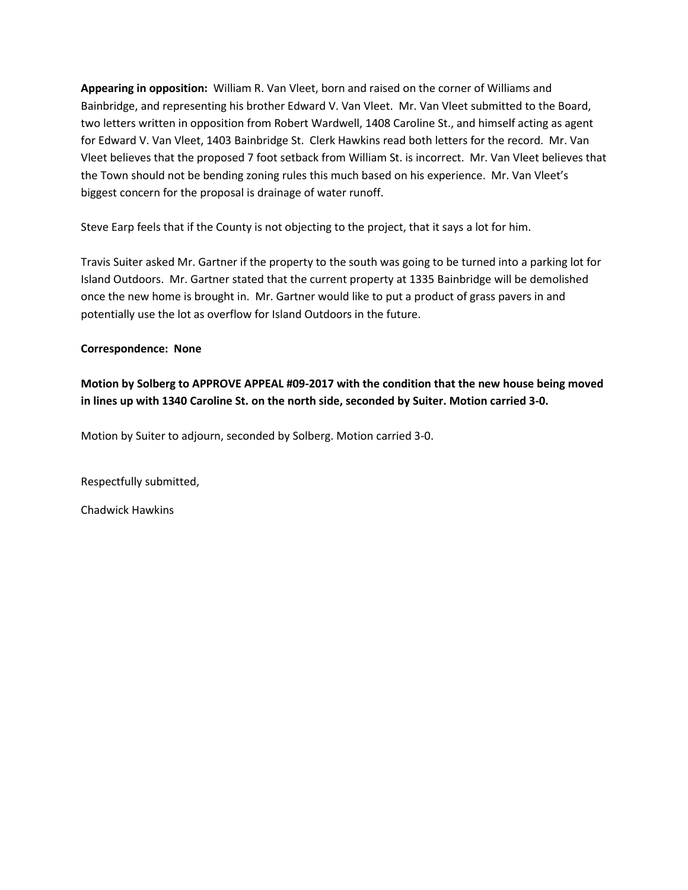**Appearing in opposition:** William R. Van Vleet, born and raised on the corner of Williams and Bainbridge, and representing his brother Edward V. Van Vleet. Mr. Van Vleet submitted to the Board, two letters written in opposition from Robert Wardwell, 1408 Caroline St., and himself acting as agent for Edward V. Van Vleet, 1403 Bainbridge St. Clerk Hawkins read both letters for the record. Mr. Van Vleet believes that the proposed 7 foot setback from William St. is incorrect. Mr. Van Vleet believes that the Town should not be bending zoning rules this much based on his experience. Mr. Van Vleet's biggest concern for the proposal is drainage of water runoff.

Steve Earp feels that if the County is not objecting to the project, that it says a lot for him.

Travis Suiter asked Mr. Gartner if the property to the south was going to be turned into a parking lot for Island Outdoors. Mr. Gartner stated that the current property at 1335 Bainbridge will be demolished once the new home is brought in. Mr. Gartner would like to put a product of grass pavers in and potentially use the lot as overflow for Island Outdoors in the future.

**Correspondence: None**

**Motion by Solberg to APPROVE APPEAL #09-2017 with the condition that the new house being moved in lines up with 1340 Caroline St. on the north side, seconded by Suiter. Motion carried 3-0.**

Motion by Suiter to adjourn, seconded by Solberg. Motion carried 3-0.

Respectfully submitted,

Chadwick Hawkins